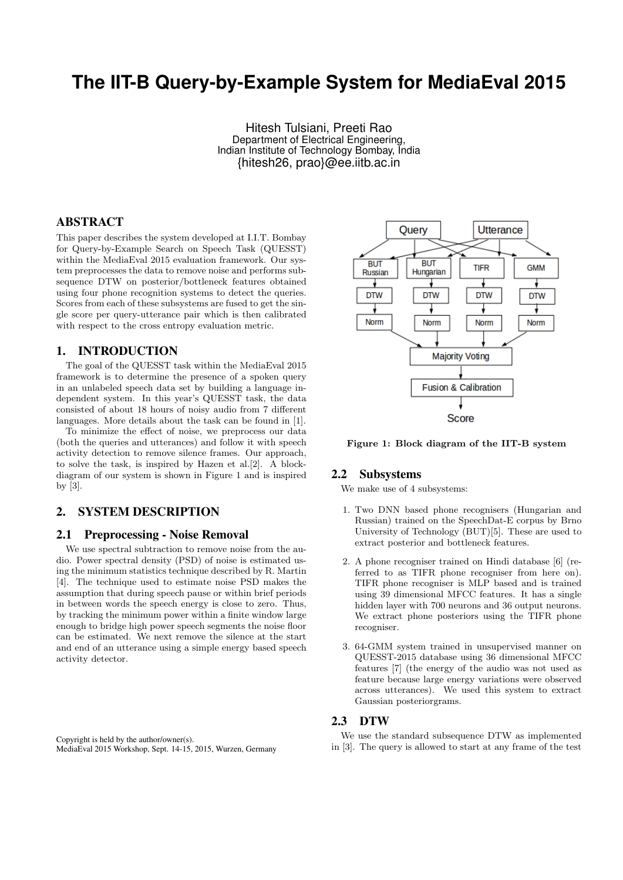# The IIT-B Query-by-Example System for MediaEval 2015

Hitesh Tulsiani, Preeti Rao
Department of Electrical Engineering,
Indian Institute of Technology Bombay, India
{hitesh26, prao}@ee.iitb.ac.in

## ABSTRACT

This paper describes the system developed at I.I.T. Bombay for Query-by-Example Search on Speech Task (QUESST) within the MediaEval 2015 evaluation framework. Our system preprocesses the data to remove noise and performs subsequence DTW on posterior/bottleneck features obtained using four phone recognition systems to detect the queries. Scores from each of these subsystems are fused to get the single score per query-utterance pair which is then calibrated with respect to the cross entropy evaluation metric.

## 1. INTRODUCTION

The goal of the QUESST task within the MediaEval 2015 framework is to determine the presence of a spoken query in an unlabeled speech data set by building a language independent system. In this year's QUESST task, the data consisted of about 18 hours of noisy audio from 7 different languages. More details about the task can be found in [1].

To minimize the effect of noise, we preprocess our data (both the queries and utterances) and follow it with speech activity detection to remove silence frames. Our approach, to solve the task, is inspired by Hazen et al.[2]. A block-diagram of our system is shown in Figure 1 and is inspired by [3].

## 2. SYSTEM DESCRIPTION

### 2.1 Preprocessing - Noise Removal

We use spectral subtraction to remove noise from the audio. Power spectral density (PSD) of noise is estimated using the minimum statistics technique described by R. Martin [4]. The technique used to estimate noise PSD makes the assumption that during speech pause or within brief periods in between words the speech energy is close to zero. Thus, by tracking the minimum power within a finite window large enough to bridge high power speech segments the noise floor can be estimated. We next remove the silence at the start and end of an utterance using a simple energy based speech activity detector.

Figure 1: Block diagram of the IIT-B system

### 2.2 Subsystems

We make use of 4 subsystems:

1. Two DNN based phone recognisers (Hungarian and Russian) trained on the SpeechDat-E corpus by Brno University of Technology (BUT)[5]. These are used to extract posterior and bottleneck features.
2. A phone recogniser trained on Hindi database [6] (referred to as TIFR phone recogniser from here on). TIFR phone recogniser is MLP based and is trained using 39 dimensional MFCC features. It has a single hidden layer with 700 neurons and 36 output neurons. We extract phone posteriors using the TIFR phone recogniser.
3. 64-GMM system trained in unsupervised manner on QUESST-2015 database using 36 dimensional MFCC features [7] (the energy of the audio was not used as feature because large energy variations were observed across utterances). We used this system to extract Gaussian posteriorgrams.

### 2.3 DTW

We use the standard subsequence DTW as implemented in [3]. The query is allowed to start at any frame of the test

Copyright is held by the author/owner(s).
MediaEval 2015 Workshop, Sept. 14-15, 2015, Wurzen, Germany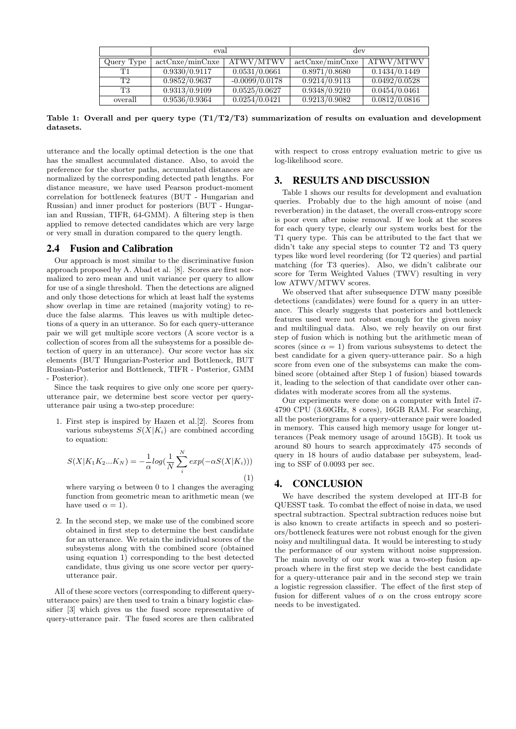| | eval | | dev | |
|---|---|---|---|---|
| Query Type | actCnxe/minCnxe | ATWV/MTWV | actCnxe/minCnxe | ATWV/MTWV |
| T1 | 0.9330/0.9117 | 0.0531/0.0661 | 0.8971/0.8680 | 0.1434/0.1449 |
| T2 | 0.9852/0.9637 | -0.0099/0.0178 | 0.9214/0.9113 | 0.0492/0.0528 |
| T3 | 0.9313/0.9109 | 0.0525/0.0627 | 0.9348/0.9210 | 0.0454/0.0461 |
| overall | 0.9536/0.9364 | 0.0254/0.0421 | 0.9213/0.9082 | 0.0812/0.0816 |

**Table 1: Overall and per query type (T1/T2/T3) summarization of results on evaluation and development datasets.**

utterance and the locally optimal detection is the one that has the smallest accumulated distance. Also, to avoid the preference for the shorter paths, accumulated distances are normalized by the corresponding detected path lengths. For distance measure, we have used Pearson product-moment correlation for bottleneck features (BUT - Hungarian and Russian) and inner product for posteriors (BUT - Hungarian and Russian, TIFR, 64-GMM). A filtering step is then applied to remove detected candidates which are very large or very small in duration compared to the query length.

### 2.4 Fusion and Calibration

Our approach is most similar to the discriminative fusion approach proposed by A. Abad et al. [8]. Scores are first normalized to zero mean and unit variance per query to allow for use of a single threshold. Then the detections are aligned and only those detections for which at least half the systems show overlap in time are retained (majority voting) to reduce the false alarms. This leaves us with multiple detections of a query in an utterance. So for each query-utterance pair we will get multiple score vectors (A score vector is a collection of scores from all the subsystems for a possible detection of query in an utterance). Our score vector has six elements (BUT Hungarian-Posterior and Bottleneck, BUT Russian-Posterior and Bottleneck, TIFR - Posterior, GMM - Posterior).

Since the task requires to give only one score per query-utterance pair, we determine best score vector per query-utterance pair using a two-step procedure:

1. First step is inspired by Hazen et al.[2]. Scores from various subsystems $S(X|K_i)$ are combined according to equation:

$$S(X|K_1K_2...K_N) = -\frac{1}{\alpha}log(\frac{1}{N}\sum_{i}^{N}exp(-\alpha S(X|K_i))) \quad (1)$$

   where varying $\alpha$ between 0 to 1 changes the averaging function from geometric mean to arithmetic mean (we have used $\alpha = 1$).

2. In the second step, we make use of the combined score obtained in first step to determine the best candidate for an utterance. We retain the individual scores of the subsystems along with the combined score (obtained using equation 1) corresponding to the best detected candidate, thus giving us one score vector per query-utterance pair.

All of these score vectors (corresponding to different query-utterance pairs) are then used to train a binary logistic classifier [3] which gives us the fused score representative of query-utterance pair. The fused scores are then calibrated with respect to cross entropy evaluation metric to give us log-likelihood score.

## 3. RESULTS AND DISCUSSION

Table 1 shows our results for development and evaluation queries. Probably due to the high amount of noise (and reverberation) in the dataset, the overall cross-entropy score is poor even after noise removal. If we look at the scores for each query type, clearly our system works best for the T1 query type. This can be attributed to the fact that we didn't take any special steps to counter T2 and T3 query types like word level reordering (for T2 queries) and partial matching (for T3 queries). Also, we didn't calibrate our score for Term Weighted Values (TWV) resulting in very low ATWV/MTWV scores.

We observed that after subsequence DTW many possible detections (candidates) were found for a query in an utterance. This clearly suggests that posteriors and bottleneck features used were not robust enough for the given noisy and multilingual data. Also, we rely heavily on our first step of fusion which is nothing but the arithmetic mean of scores (since $\alpha = 1$) from various subsystems to detect the best candidate for a given query-utterance pair. So a high score from even one of the subsystems can make the combined score (obtained after Step 1 of fusion) biased towards it, leading to the selection of that candidate over other candidates with moderate scores from all the systems.

Our experiments were done on a computer with Intel i7-4790 CPU (3.60GHz, 8 cores), 16GB RAM. For searching, all the posteriorgrams for a query-utterance pair were loaded in memory. This caused high memory usage for longer utterances (Peak memory usage of around 15GB). It took us around 80 hours to search approximately 475 seconds of query in 18 hours of audio database per subsystem, leading to SSF of 0.0093 per sec.

## 4. CONCLUSION

We have described the system developed at IIT-B for QUESST task. To combat the effect of noise in data, we used spectral subtraction. Spectral subtraction reduces noise but is also known to create artifacts in speech and so posteriors/bottleneck features were not robust enough for the given noisy and multilingual data. It would be interesting to study the performance of our system without noise suppression. The main novelty of our work was a two-step fusion approach where in the first step we decide the best candidate for a query-utterance pair and in the second step we train a logistic regression classifier. The effect of the first step of fusion for different values of $\alpha$ on the cross entropy score needs to be investigated.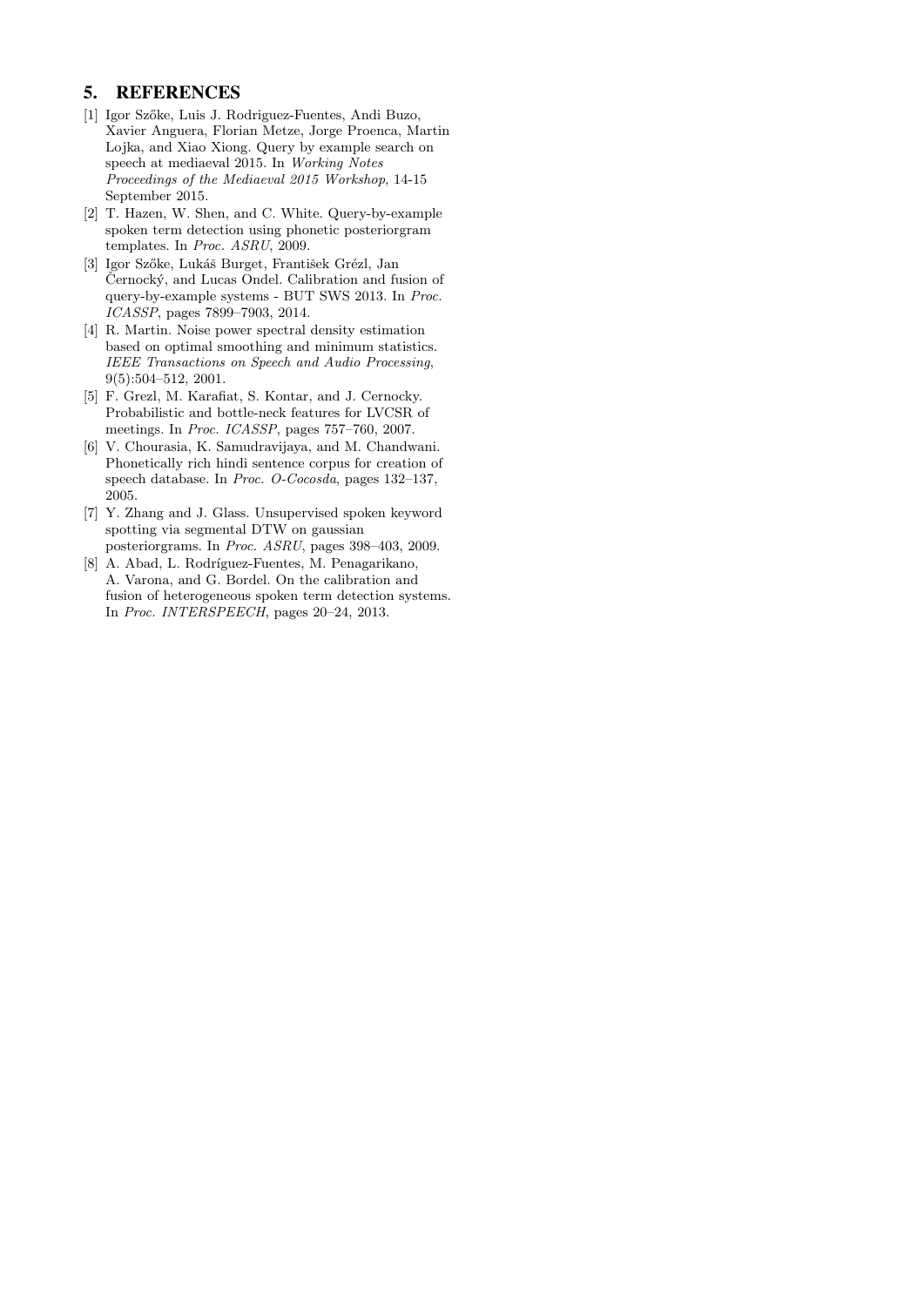## 5. REFERENCES

[1] Igor Szőke, Luis J. Rodriguez-Fuentes, Andi Buzo, Xavier Anguera, Florian Metze, Jorge Proenca, Martin Lojka, and Xiao Xiong. Query by example search on speech at mediaeval 2015. In *Working Notes Proceedings of the Mediaeval 2015 Workshop*, 14-15 September 2015.

[2] T. Hazen, W. Shen, and C. White. Query-by-example spoken term detection using phonetic posteriorgram templates. In *Proc. ASRU*, 2009.

[3] Igor Szőke, Lukáš Burget, František Grézl, Jan Černocký, and Lucas Ondel. Calibration and fusion of query-by-example systems - BUT SWS 2013. In *Proc. ICASSP*, pages 7899–7903, 2014.

[4] R. Martin. Noise power spectral density estimation based on optimal smoothing and minimum statistics. *IEEE Transactions on Speech and Audio Processing*, 9(5):504–512, 2001.

[5] F. Grezl, M. Karafiat, S. Kontar, and J. Cernocky. Probabilistic and bottle-neck features for LVCSR of meetings. In *Proc. ICASSP*, pages 757–760, 2007.

[6] V. Chourasia, K. Samudravijaya, and M. Chandwani. Phonetically rich hindi sentence corpus for creation of speech database. In *Proc. O-Cocosda*, pages 132–137, 2005.

[7] Y. Zhang and J. Glass. Unsupervised spoken keyword spotting via segmental DTW on gaussian posteriorgrams. In *Proc. ASRU*, pages 398–403, 2009.

[8] A. Abad, L. Rodríguez-Fuentes, M. Penagarikano, A. Varona, and G. Bordel. On the calibration and fusion of heterogeneous spoken term detection systems. In *Proc. INTERSPEECH*, pages 20–24, 2013.